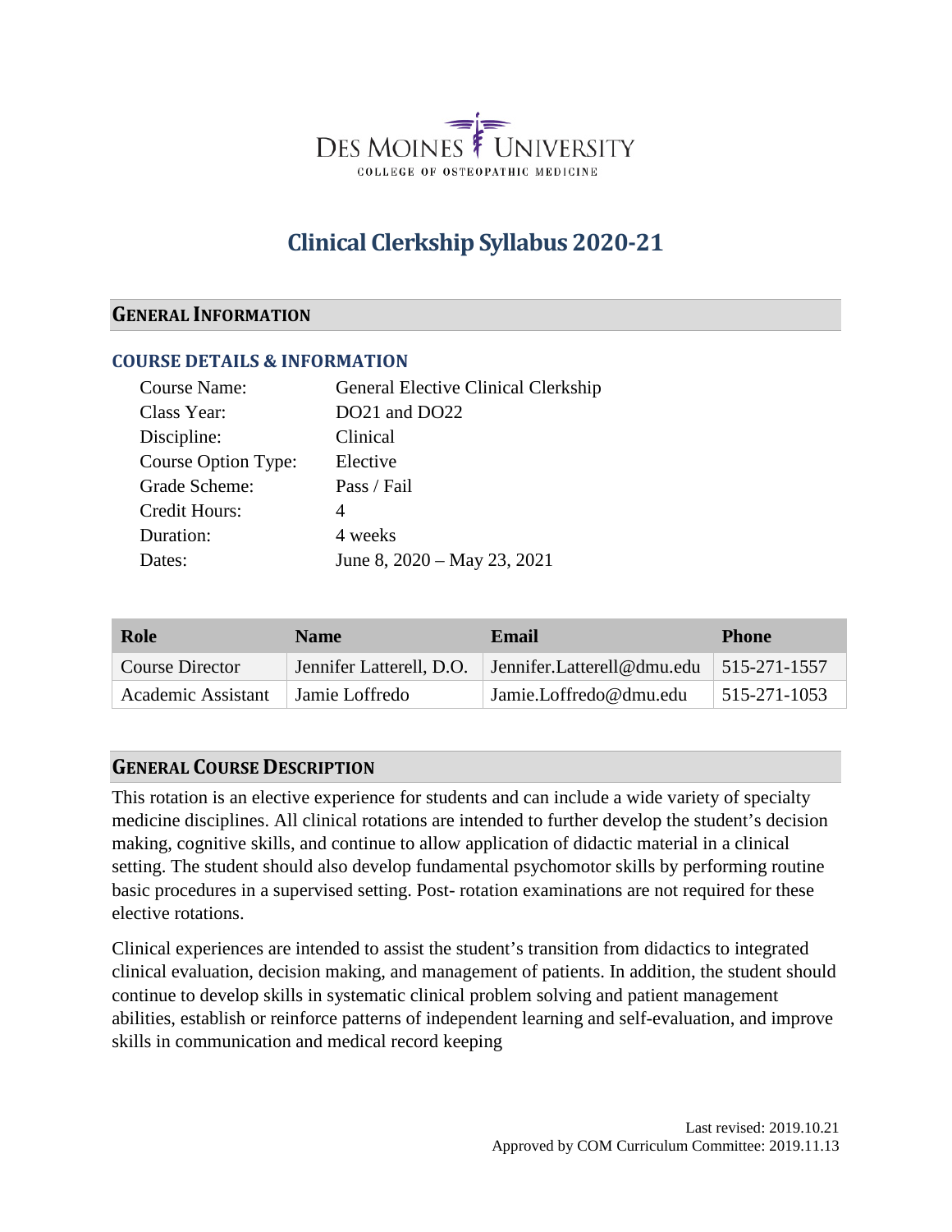Des Moines University

College of Osteopathic Medicine

# Clinical Clerkship Syllabus 2020-21

## General Information

### COURSE DETAILS & INFORMATION

Course Name: General Elective Clinical Clerkship
Class Year: DO21 and DO22
Discipline: Clinical
Course Option Type: Elective
Grade Scheme: Pass / Fail
Credit Hours: 4
Duration: 4 weeks
Dates: June 8, 2020 – May 23, 2021

| Role | Name | Email | Phone |
|---|---|---|---|
| Course Director | Jennifer Latterell, D.O. | Jennifer.Latterell@dmu.edu | 515-271-1557 |
| Academic Assistant | Jamie Loffredo | Jamie.Loffredo@dmu.edu | 515-271-1053 |

## General Course Description

This rotation is an elective experience for students and can include a wide variety of specialty medicine disciplines. All clinical rotations are intended to further develop the student's decision making, cognitive skills, and continue to allow application of didactic material in a clinical setting. The student should also develop fundamental psychomotor skills by performing routine basic procedures in a supervised setting. Post- rotation examinations are not required for these elective rotations.

Clinical experiences are intended to assist the student's transition from didactics to integrated clinical evaluation, decision making, and management of patients. In addition, the student should continue to develop skills in systematic clinical problem solving and patient management abilities, establish or reinforce patterns of independent learning and self-evaluation, and improve skills in communication and medical record keeping

Last revised: 2019.10.21
Approved by COM Curriculum Committee: 2019.11.13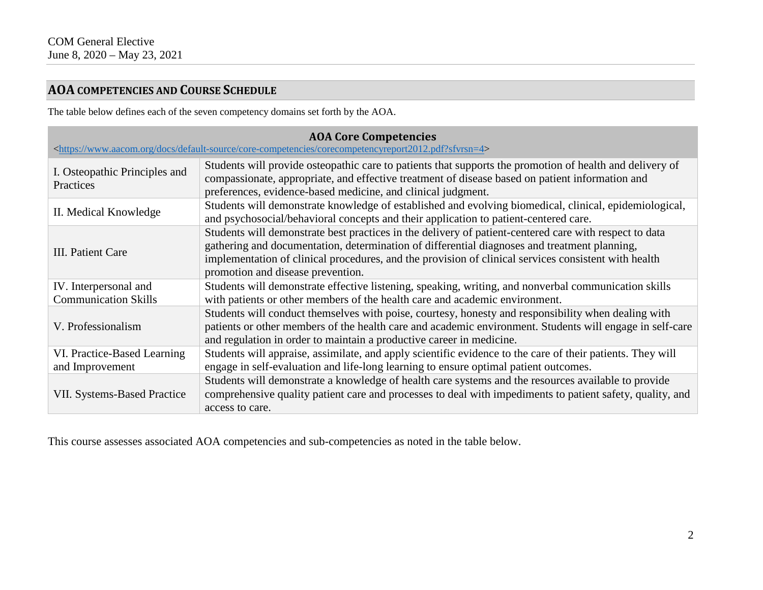## AOA COMPETENCIES AND COURSE SCHEDULE

The table below defines each of the seven competency domains set forth by the AOA.

| AOA Core Competencies <https://www.aacom.org/docs/default-source/core-competencies/corecompetencyreport2012.pdf?sfvrsn=4> | |
|---|---|
| I. Osteopathic Principles and Practices | Students will provide osteopathic care to patients that supports the promotion of health and delivery of compassionate, appropriate, and effective treatment of disease based on patient information and preferences, evidence-based medicine, and clinical judgment. |
| II. Medical Knowledge | Students will demonstrate knowledge of established and evolving biomedical, clinical, epidemiological, and psychosocial/behavioral concepts and their application to patient-centered care. |
| III. Patient Care | Students will demonstrate best practices in the delivery of patient-centered care with respect to data gathering and documentation, determination of differential diagnoses and treatment planning, implementation of clinical procedures, and the provision of clinical services consistent with health promotion and disease prevention. |
| IV. Interpersonal and Communication Skills | Students will demonstrate effective listening, speaking, writing, and nonverbal communication skills with patients or other members of the health care and academic environment. |
| V. Professionalism | Students will conduct themselves with poise, courtesy, honesty and responsibility when dealing with patients or other members of the health care and academic environment. Students will engage in self-care and regulation in order to maintain a productive career in medicine. |
| VI. Practice-Based Learning and Improvement | Students will appraise, assimilate, and apply scientific evidence to the care of their patients. They will engage in self-evaluation and life-long learning to ensure optimal patient outcomes. |
| VII. Systems-Based Practice | Students will demonstrate a knowledge of health care systems and the resources available to provide comprehensive quality patient care and processes to deal with impediments to patient safety, quality, and access to care. |

This course assesses associated AOA competencies and sub-competencies as noted in the table below.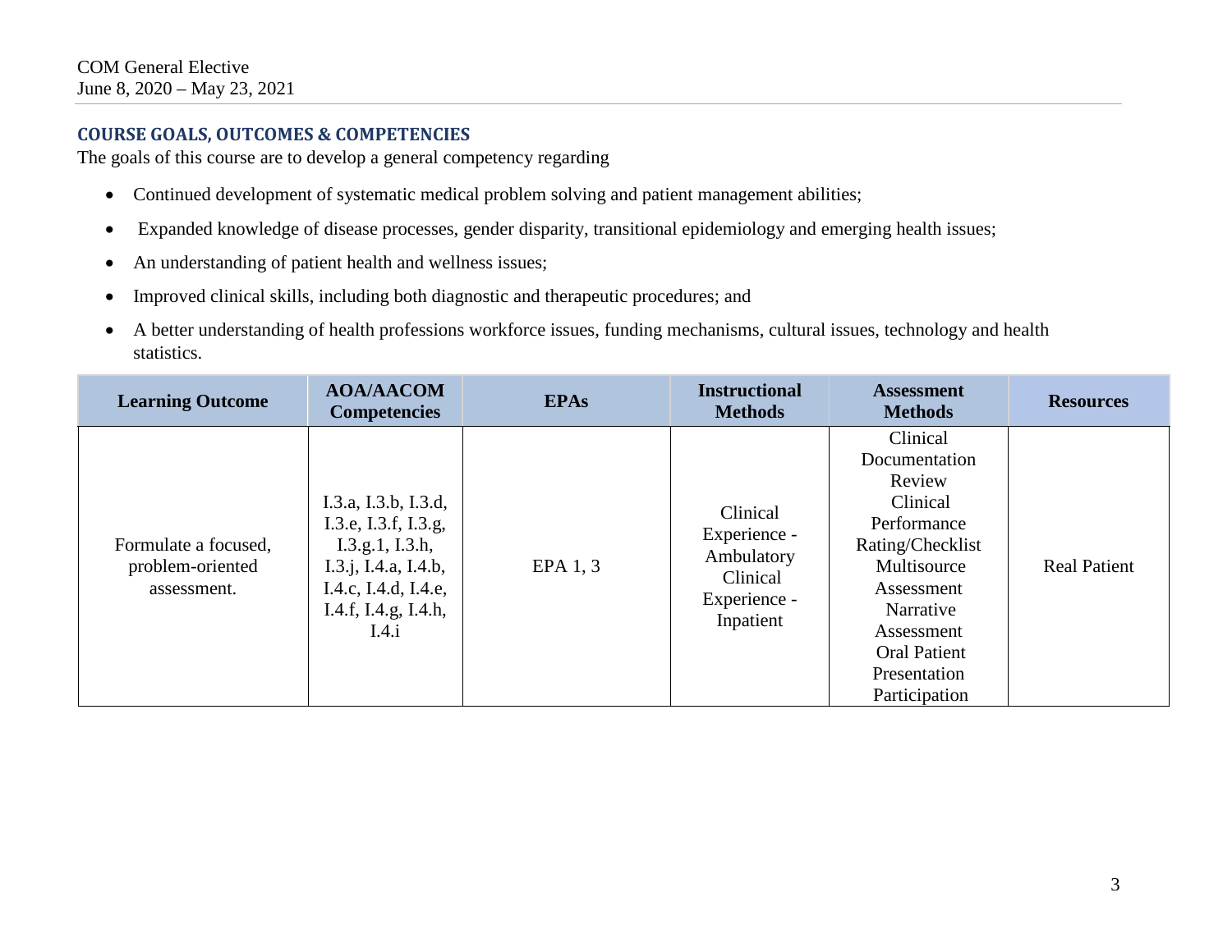## COURSE GOALS, OUTCOMES & COMPETENCIES

The goals of this course are to develop a general competency regarding

- Continued development of systematic medical problem solving and patient management abilities;
- Expanded knowledge of disease processes, gender disparity, transitional epidemiology and emerging health issues;
- An understanding of patient health and wellness issues;
- Improved clinical skills, including both diagnostic and therapeutic procedures; and
- A better understanding of health professions workforce issues, funding mechanisms, cultural issues, technology and health statistics.

| Learning Outcome | AOA/AACOM Competencies | EPAs | Instructional Methods | Assessment Methods | Resources |
|---|---|---|---|---|---|
| Formulate a focused, problem-oriented assessment. | I.3.a, I.3.b, I.3.d, I.3.e, I.3.f, I.3.g, I.3.g.1, I.3.h, I.3.j, I.4.a, I.4.b, I.4.c, I.4.d, I.4.e, I.4.f, I.4.g, I.4.h, I.4.i | EPA 1, 3 | Clinical Experience - Ambulatory<br>Clinical Experience - Inpatient | Clinical Documentation Review<br>Clinical Performance Rating/Checklist<br>Multisource Assessment<br>Narrative Assessment<br>Oral Patient Presentation<br>Participation | Real Patient |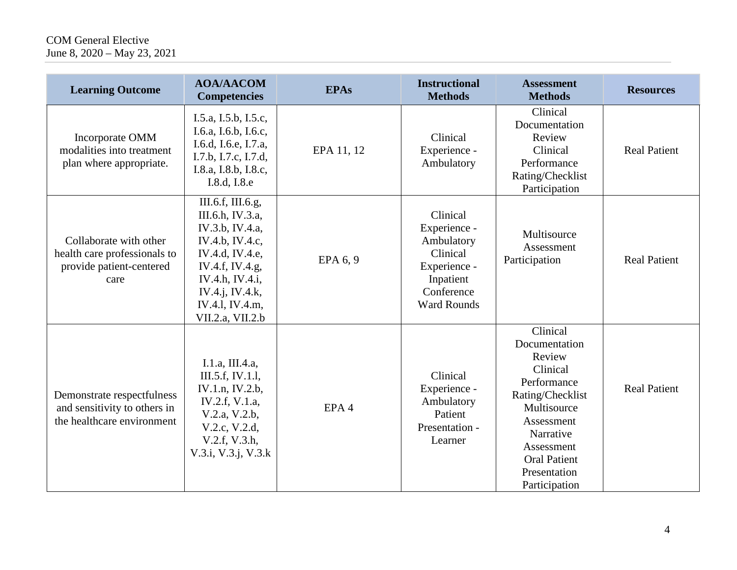| Learning Outcome | AOA/AACOM Competencies | EPAs | Instructional Methods | Assessment Methods | Resources |
|---|---|---|---|---|---|
| Incorporate OMM modalities into treatment plan where appropriate. | I.5.a, I.5.b, I.5.c, I.6.a, I.6.b, I.6.c, I.6.d, I.6.e, I.7.a, I.7.b, I.7.c, I.7.d, I.8.a, I.8.b, I.8.c, I.8.d, I.8.e | EPA 11, 12 | Clinical Experience - Ambulatory | Clinical Documentation Review<br>Clinical Performance Rating/Checklist<br>Participation | Real Patient |
| Collaborate with other health care professionals to provide patient-centered care | III.6.f, III.6.g, III.6.h, IV.3.a, IV.3.b, IV.4.a, IV.4.b, IV.4.c, IV.4.d, IV.4.e, IV.4.f, IV.4.g, IV.4.h, IV.4.i, IV.4.j, IV.4.k, IV.4.l, IV.4.m, VII.2.a, VII.2.b | EPA 6, 9 | Clinical Experience - Ambulatory<br>Clinical Experience - Inpatient<br>Conference<br>Ward Rounds | Multisource Assessment<br>Participation | Real Patient |
| Demonstrate respectfulness and sensitivity to others in the healthcare environment | I.1.a, III.4.a, III.5.f, IV.1.l, IV.1.n, IV.2.b, IV.2.f, V.1.a, V.2.a, V.2.b, V.2.c, V.2.d, V.2.f, V.3.h, V.3.i, V.3.j, V.3.k | EPA 4 | Clinical Experience - Ambulatory<br>Patient Presentation - Learner | Clinical Documentation Review<br>Clinical Performance Rating/Checklist<br>Multisource Assessment<br>Narrative Assessment<br>Oral Patient Presentation<br>Participation | Real Patient |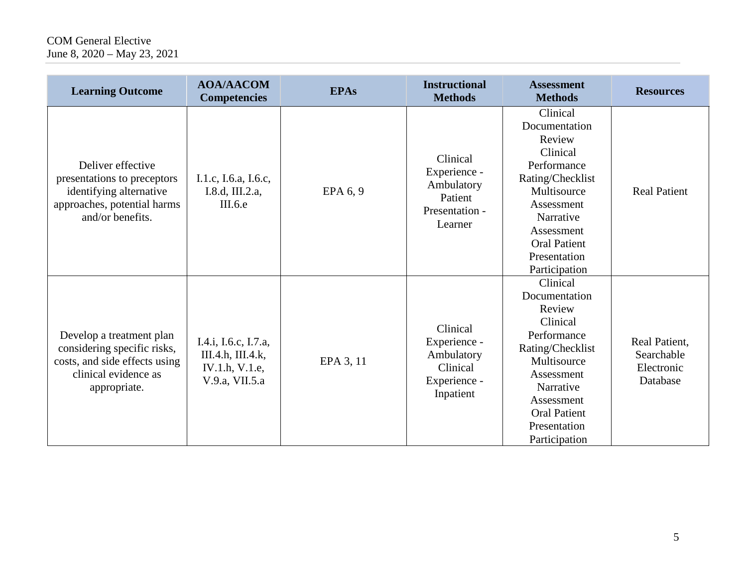| Learning Outcome | AOA/AACOM Competencies | EPAs | Instructional Methods | Assessment Methods | Resources |
|---|---|---|---|---|---|
| Deliver effective presentations to preceptors identifying alternative approaches, potential harms and/or benefits. | I.1.c, I.6.a, I.6.c, I.8.d, III.2.a, III.6.e | EPA 6, 9 | Clinical Experience - Ambulatory Patient Presentation - Learner | Clinical Documentation Review Clinical Performance Rating/Checklist Multisource Assessment Narrative Assessment Oral Patient Presentation Participation | Real Patient |
| Develop a treatment plan considering specific risks, costs, and side effects using clinical evidence as appropriate. | I.4.i, I.6.c, I.7.a, III.4.h, III.4.k, IV.1.h, V.1.e, V.9.a, VII.5.a | EPA 3, 11 | Clinical Experience - Ambulatory Clinical Experience - Inpatient | Clinical Documentation Review Clinical Performance Rating/Checklist Multisource Assessment Narrative Assessment Oral Patient Presentation Participation | Real Patient, Searchable Electronic Database |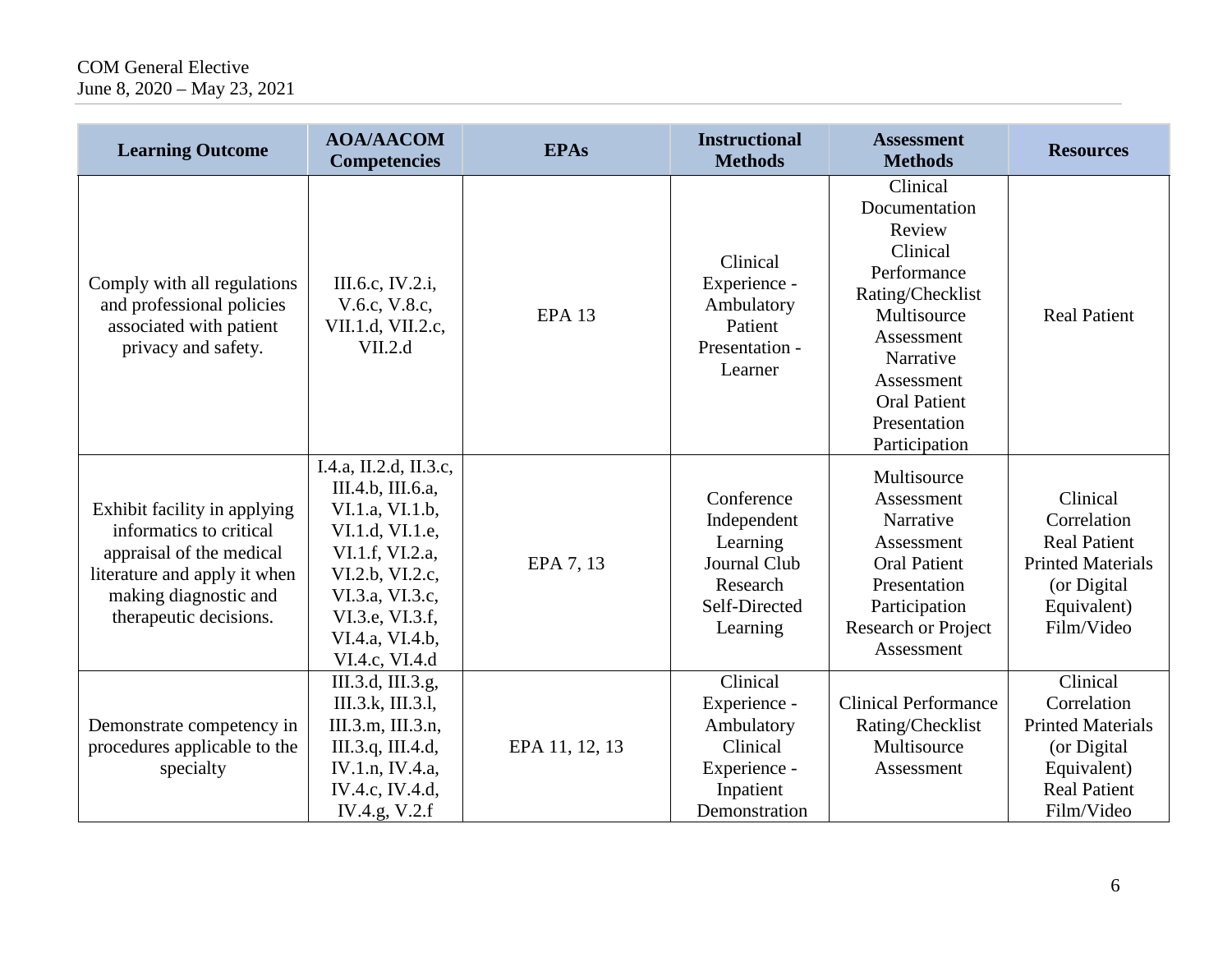| Learning Outcome | AOA/AACOM Competencies | EPAs | Instructional Methods | Assessment Methods | Resources |
|---|---|---|---|---|---|
| Comply with all regulations and professional policies associated with patient privacy and safety. | III.6.c, IV.2.i, V.6.c, V.8.c, VII.1.d, VII.2.c, VII.2.d | EPA 13 | Clinical Experience - Ambulatory Patient Presentation - Learner | Clinical Documentation Review<br>Clinical Performance Rating/Checklist<br>Multisource Assessment<br>Narrative Assessment<br>Oral Patient Presentation<br>Participation | Real Patient |
| Exhibit facility in applying informatics to critical appraisal of the medical literature and apply it when making diagnostic and therapeutic decisions. | I.4.a, II.2.d, II.3.c, III.4.b, III.6.a, VI.1.a, VI.1.b, VI.1.d, VI.1.e, VI.1.f, VI.2.a, VI.2.b, VI.2.c, VI.3.a, VI.3.c, VI.3.e, VI.3.f, VI.4.a, VI.4.b, VI.4.c, VI.4.d | EPA 7, 13 | Conference<br>Independent Learning<br>Journal Club<br>Research<br>Self-Directed Learning | Multisource Assessment<br>Narrative Assessment<br>Oral Patient Presentation<br>Participation<br>Research or Project Assessment | Clinical Correlation<br>Real Patient<br>Printed Materials (or Digital Equivalent)<br>Film/Video |
| Demonstrate competency in procedures applicable to the specialty | III.3.d, III.3.g, III.3.k, III.3.l, III.3.m, III.3.n, III.3.q, III.4.d, IV.1.n, IV.4.a, IV.4.c, IV.4.d, IV.4.g, V.2.f | EPA 11, 12, 13 | Clinical Experience - Ambulatory<br>Clinical Experience - Inpatient<br>Demonstration | Clinical Performance Rating/Checklist<br>Multisource Assessment | Clinical Correlation<br>Printed Materials (or Digital Equivalent)<br>Real Patient<br>Film/Video |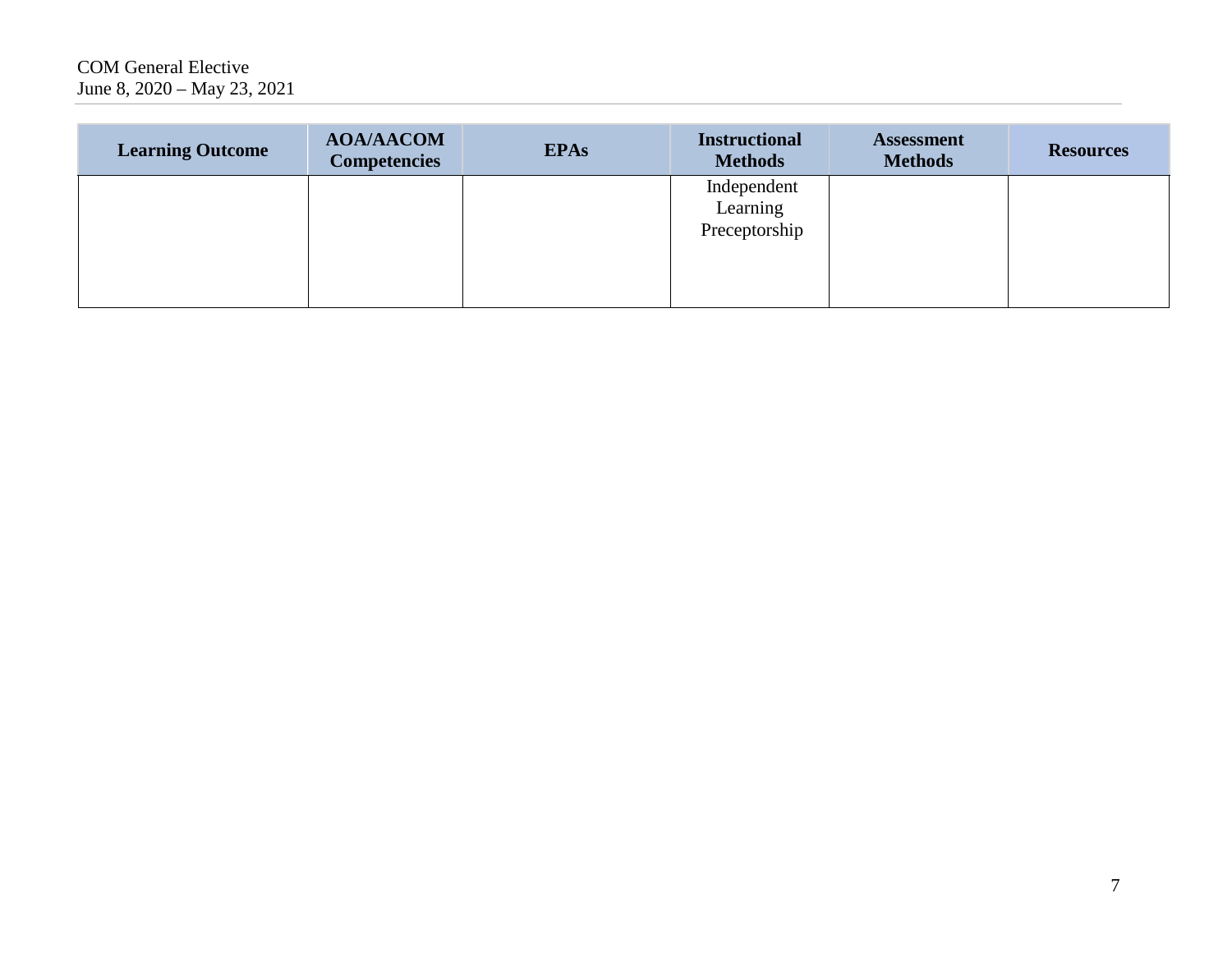| Learning Outcome | AOA/AACOM Competencies | EPAs | Instructional Methods | Assessment Methods | Resources |
|---|---|---|---|---|---|
| | | | Independent Learning Preceptorship | | |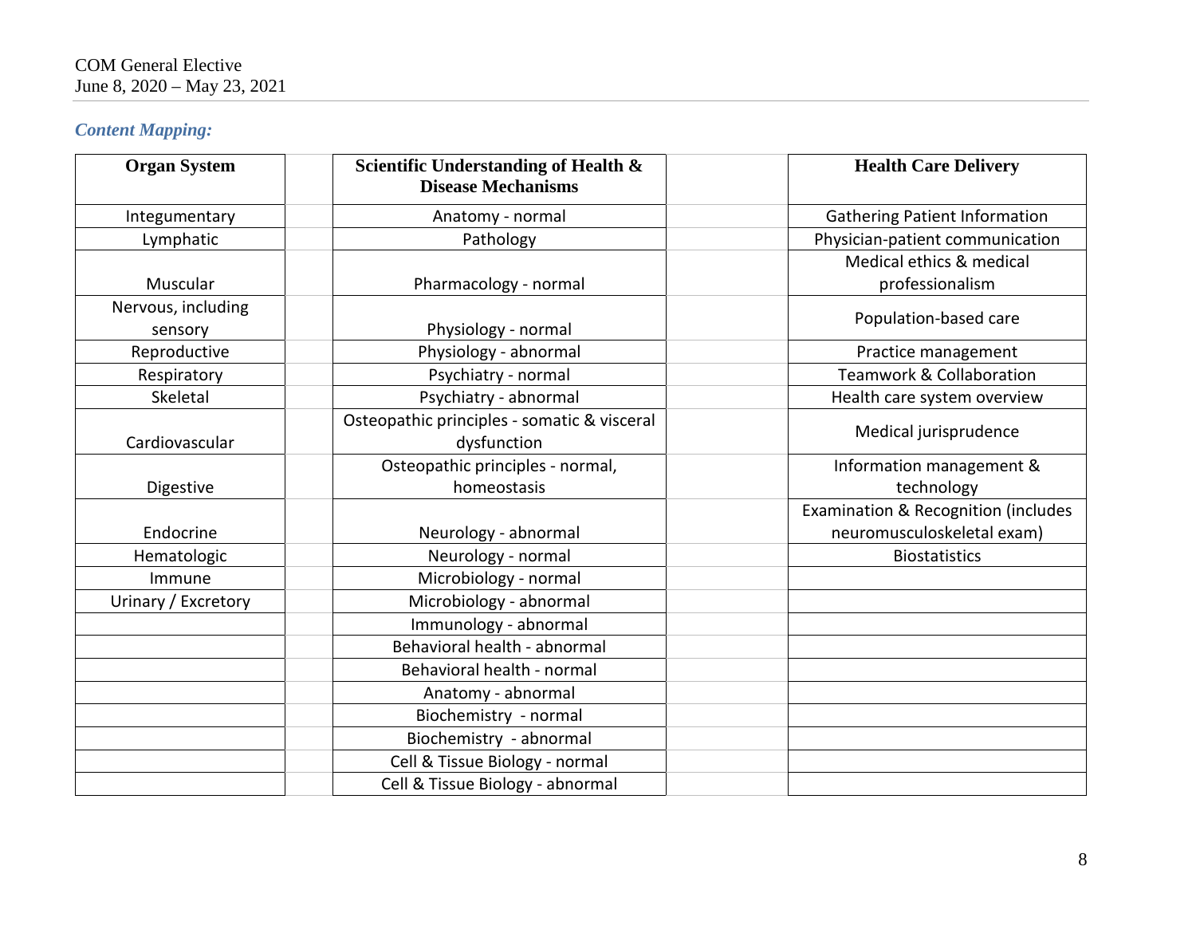*Content Mapping:*

| Organ System | Scientific Understanding of Health & Disease Mechanisms | Health Care Delivery |
|---|---|---|
| Integumentary | Anatomy - normal | Gathering Patient Information |
| Lymphatic | Pathology | Physician-patient communication |
| Muscular | Pharmacology - normal | Medical ethics & medical professionalism |
| Nervous, including sensory | Physiology - normal | Population-based care |
| Reproductive | Physiology - abnormal | Practice management |
| Respiratory | Psychiatry - normal | Teamwork & Collaboration |
| Skeletal | Psychiatry - abnormal | Health care system overview |
| Cardiovascular | Osteopathic principles - somatic & visceral dysfunction | Medical jurisprudence |
| Digestive | Osteopathic principles - normal, homeostasis | Information management & technology |
| Endocrine | Neurology - abnormal | Examination & Recognition (includes neuromusculoskeletal exam) |
| Hematologic | Neurology - normal | Biostatistics |
| Immune | Microbiology - normal | |
| Urinary / Excretory | Microbiology - abnormal | |
| | Immunology - abnormal | |
| | Behavioral health - abnormal | |
| | Behavioral health - normal | |
| | Anatomy - abnormal | |
| | Biochemistry - normal | |
| | Biochemistry - abnormal | |
| | Cell & Tissue Biology - normal | |
| | Cell & Tissue Biology - abnormal | |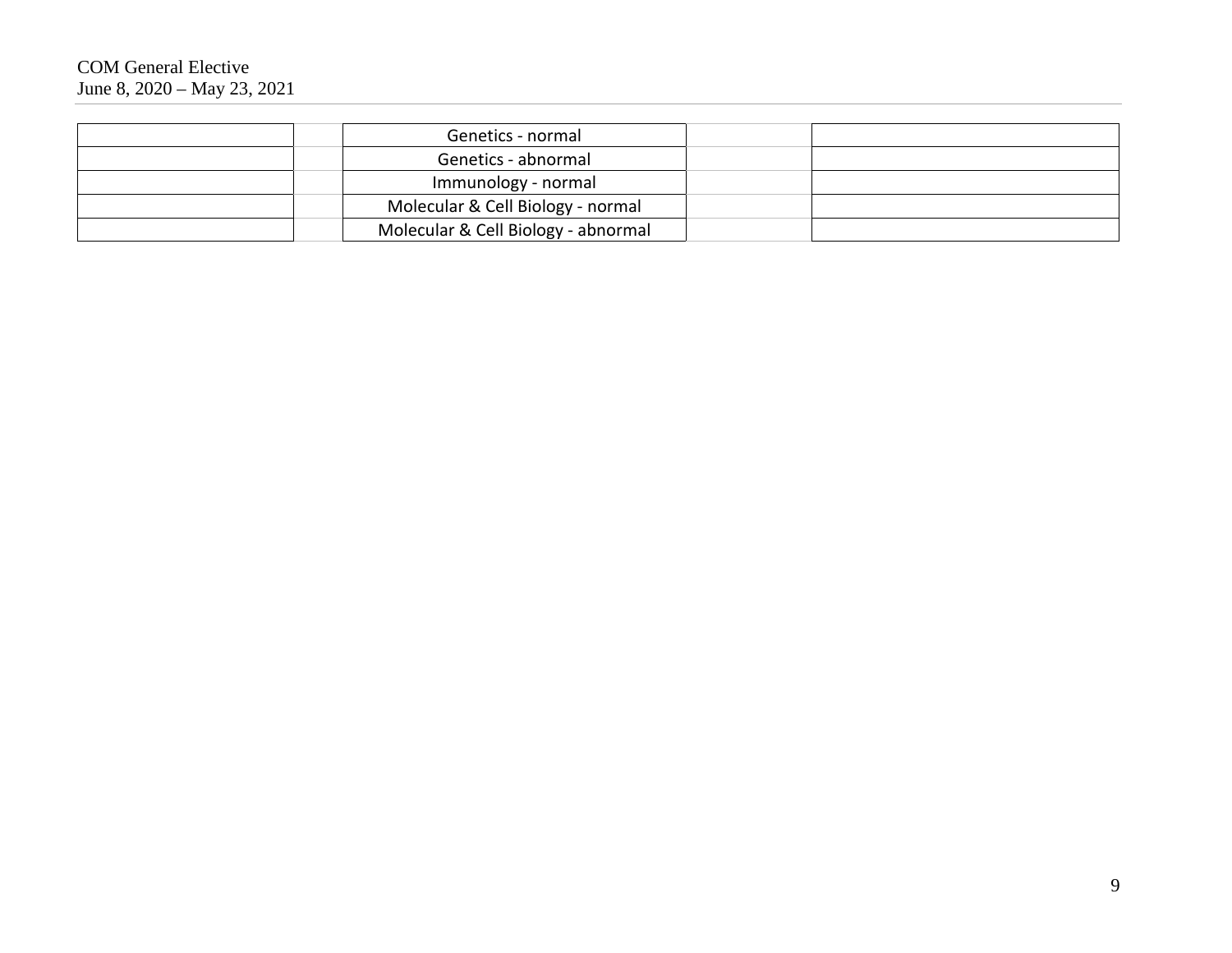| | | | | |
|---|---|---|---|---|
| | | Genetics - normal | | |
| | | Genetics - abnormal | | |
| | | Immunology - normal | | |
| | | Molecular & Cell Biology - normal | | |
| | | Molecular & Cell Biology - abnormal | | |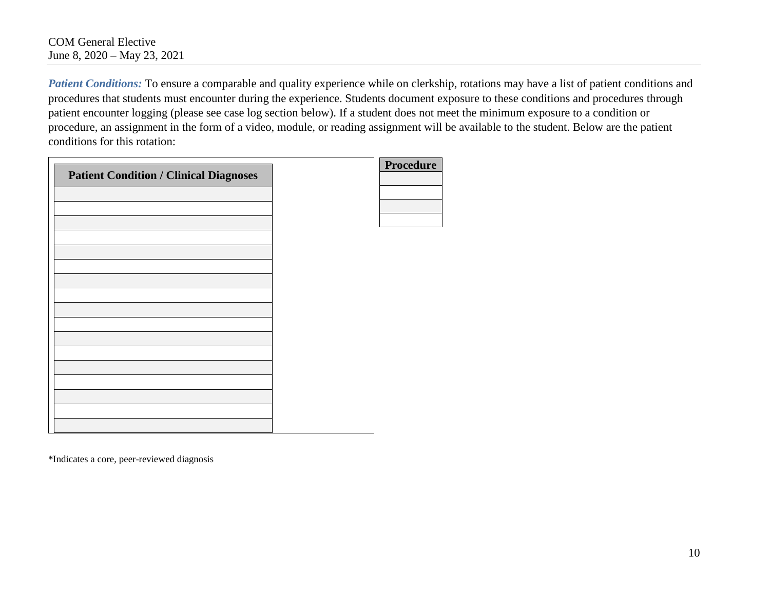***Patient Conditions:*** To ensure a comparable and quality experience while on clerkship, rotations may have a list of patient conditions and procedures that students must encounter during the experience. Students document exposure to these conditions and procedures through patient encounter logging (please see case log section below). If a student does not meet the minimum exposure to a condition or procedure, an assignment in the form of a video, module, or reading assignment will be available to the student. Below are the patient conditions for this rotation:

| Patient Condition / Clinical Diagnoses |
| --- |
| |
| |
| |
| |
| |
| |
| |
| |
| |
| |
| |
| |
| |
| |
| |
| |
| |

| Procedure |
| --- |
| |
| |
| |
| |

*Indicates a core, peer-reviewed diagnosis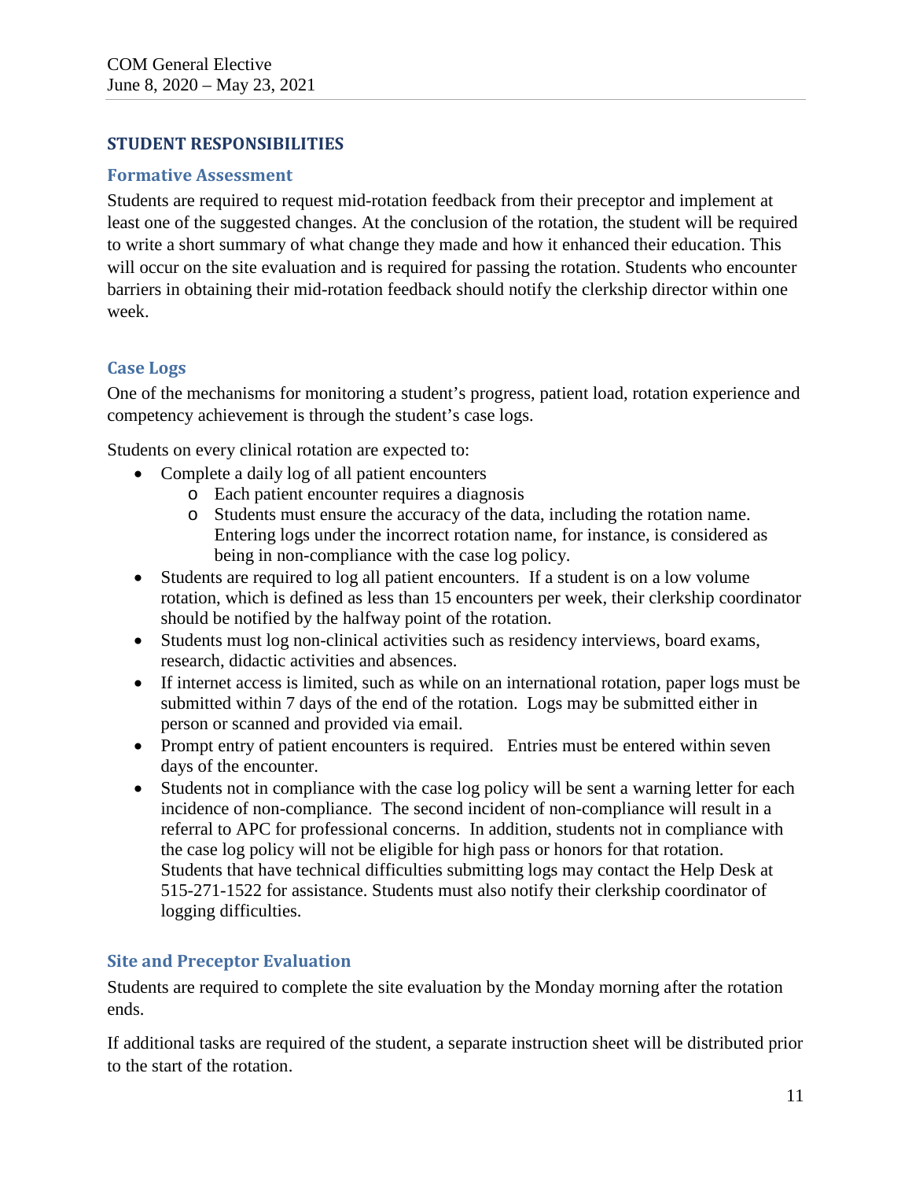## STUDENT RESPONSIBILITIES

### Formative Assessment

Students are required to request mid-rotation feedback from their preceptor and implement at least one of the suggested changes. At the conclusion of the rotation, the student will be required to write a short summary of what change they made and how it enhanced their education. This will occur on the site evaluation and is required for passing the rotation. Students who encounter barriers in obtaining their mid-rotation feedback should notify the clerkship director within one week.

### Case Logs

One of the mechanisms for monitoring a student's progress, patient load, rotation experience and competency achievement is through the student's case logs.

Students on every clinical rotation are expected to:

- Complete a daily log of all patient encounters
  - Each patient encounter requires a diagnosis
  - Students must ensure the accuracy of the data, including the rotation name. Entering logs under the incorrect rotation name, for instance, is considered as being in non-compliance with the case log policy.
- Students are required to log all patient encounters. If a student is on a low volume rotation, which is defined as less than 15 encounters per week, their clerkship coordinator should be notified by the halfway point of the rotation.
- Students must log non-clinical activities such as residency interviews, board exams, research, didactic activities and absences.
- If internet access is limited, such as while on an international rotation, paper logs must be submitted within 7 days of the end of the rotation. Logs may be submitted either in person or scanned and provided via email.
- Prompt entry of patient encounters is required. Entries must be entered within seven days of the encounter.
- Students not in compliance with the case log policy will be sent a warning letter for each incidence of non-compliance. The second incident of non-compliance will result in a referral to APC for professional concerns. In addition, students not in compliance with the case log policy will not be eligible for high pass or honors for that rotation. Students that have technical difficulties submitting logs may contact the Help Desk at 515-271-1522 for assistance. Students must also notify their clerkship coordinator of logging difficulties.

### Site and Preceptor Evaluation

Students are required to complete the site evaluation by the Monday morning after the rotation ends.

If additional tasks are required of the student, a separate instruction sheet will be distributed prior to the start of the rotation.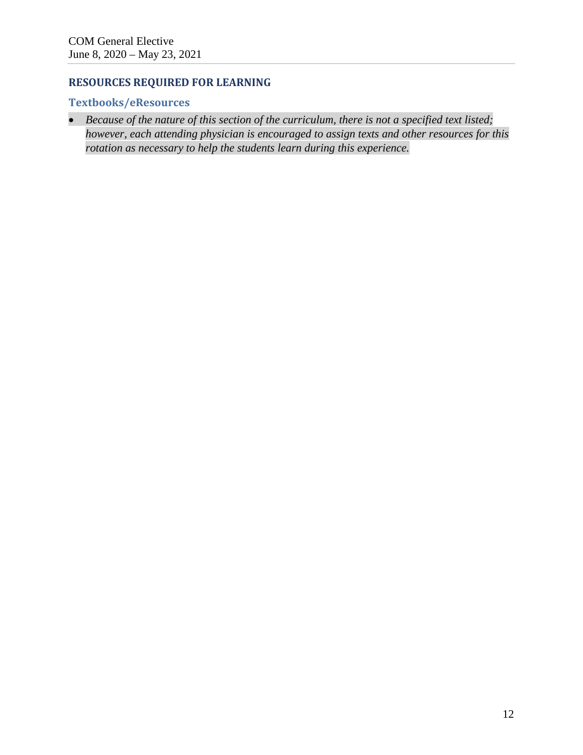## RESOURCES REQUIRED FOR LEARNING

### Textbooks/eResources

- *Because of the nature of this section of the curriculum, there is not a specified text listed; however, each attending physician is encouraged to assign texts and other resources for this rotation as necessary to help the students learn during this experience.*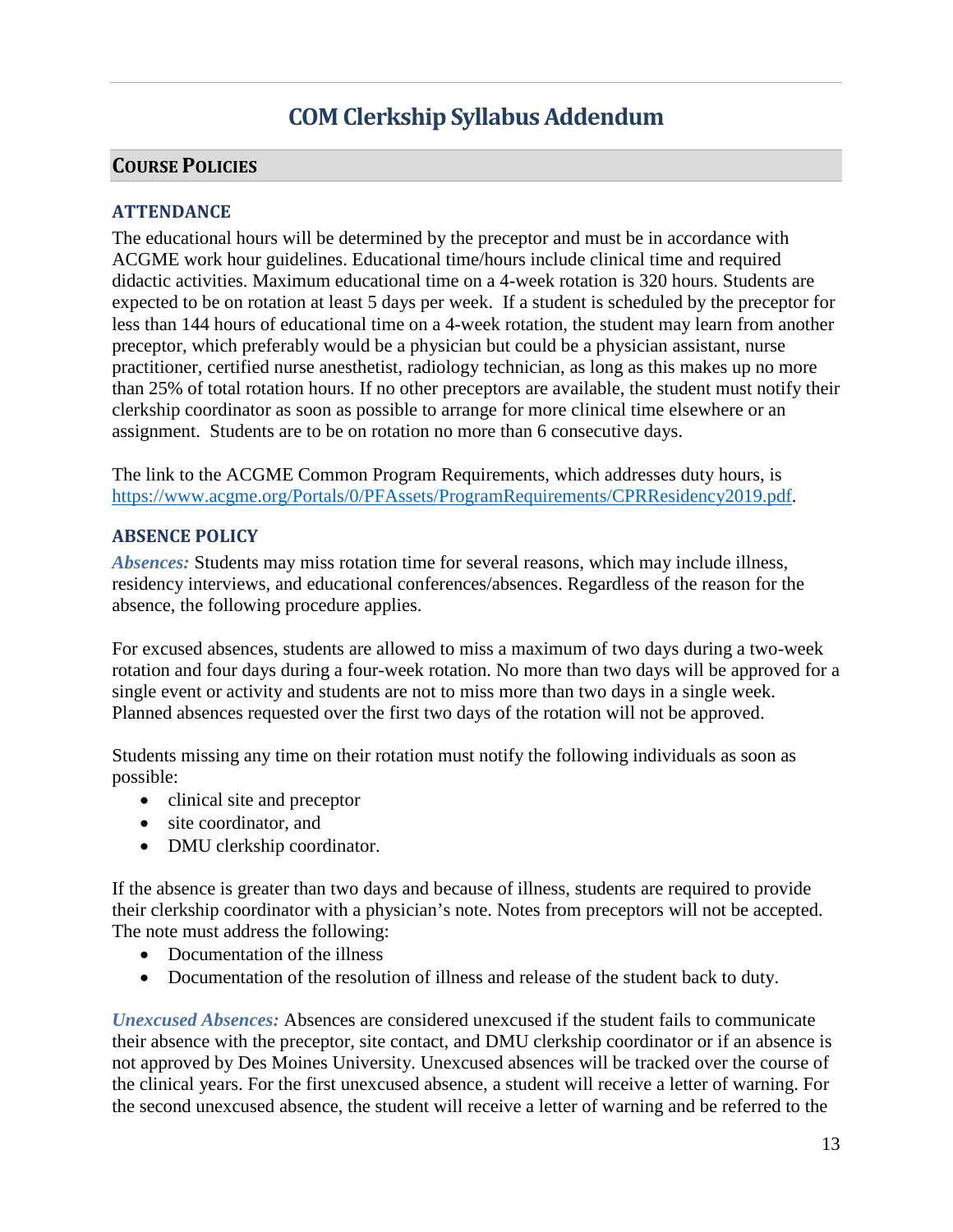# COM Clerkship Syllabus Addendum

## Course Policies

### ATTENDANCE

The educational hours will be determined by the preceptor and must be in accordance with ACGME work hour guidelines. Educational time/hours include clinical time and required didactic activities. Maximum educational time on a 4-week rotation is 320 hours. Students are expected to be on rotation at least 5 days per week. If a student is scheduled by the preceptor for less than 144 hours of educational time on a 4-week rotation, the student may learn from another preceptor, which preferably would be a physician but could be a physician assistant, nurse practitioner, certified nurse anesthetist, radiology technician, as long as this makes up no more than 25% of total rotation hours. If no other preceptors are available, the student must notify their clerkship coordinator as soon as possible to arrange for more clinical time elsewhere or an assignment. Students are to be on rotation no more than 6 consecutive days.

The link to the ACGME Common Program Requirements, which addresses duty hours, is https://www.acgme.org/Portals/0/PFAssets/ProgramRequirements/CPRResidency2019.pdf.

### ABSENCE POLICY

***Absences:*** Students may miss rotation time for several reasons, which may include illness, residency interviews, and educational conferences/absences. Regardless of the reason for the absence, the following procedure applies.

For excused absences, students are allowed to miss a maximum of two days during a two-week rotation and four days during a four-week rotation. No more than two days will be approved for a single event or activity and students are not to miss more than two days in a single week. Planned absences requested over the first two days of the rotation will not be approved.

Students missing any time on their rotation must notify the following individuals as soon as possible:

- clinical site and preceptor
- site coordinator, and
- DMU clerkship coordinator.

If the absence is greater than two days and because of illness, students are required to provide their clerkship coordinator with a physician's note. Notes from preceptors will not be accepted. The note must address the following:

- Documentation of the illness
- Documentation of the resolution of illness and release of the student back to duty.

***Unexcused Absences:*** Absences are considered unexcused if the student fails to communicate their absence with the preceptor, site contact, and DMU clerkship coordinator or if an absence is not approved by Des Moines University. Unexcused absences will be tracked over the course of the clinical years. For the first unexcused absence, a student will receive a letter of warning. For the second unexcused absence, the student will receive a letter of warning and be referred to the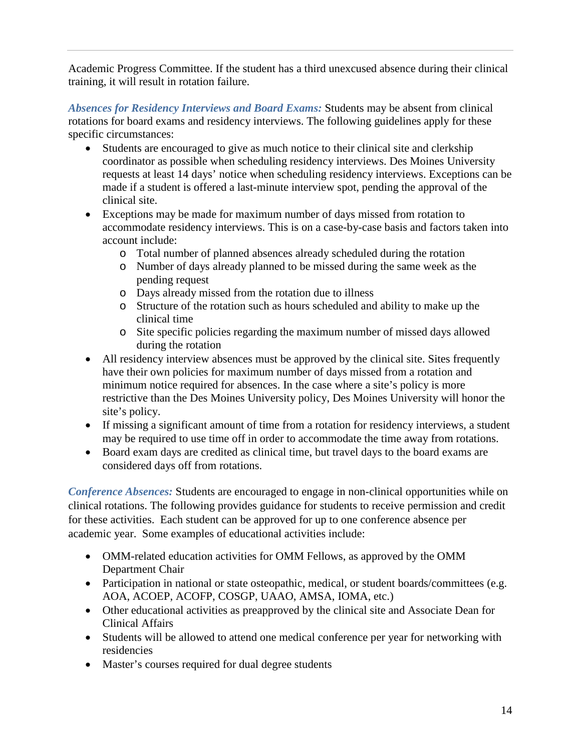Academic Progress Committee. If the student has a third unexcused absence during their clinical training, it will result in rotation failure.

***Absences for Residency Interviews and Board Exams:*** Students may be absent from clinical rotations for board exams and residency interviews. The following guidelines apply for these specific circumstances:

- Students are encouraged to give as much notice to their clinical site and clerkship coordinator as possible when scheduling residency interviews. Des Moines University requests at least 14 days' notice when scheduling residency interviews. Exceptions can be made if a student is offered a last-minute interview spot, pending the approval of the clinical site.
- Exceptions may be made for maximum number of days missed from rotation to accommodate residency interviews. This is on a case-by-case basis and factors taken into account include:
  - Total number of planned absences already scheduled during the rotation
  - Number of days already planned to be missed during the same week as the pending request
  - Days already missed from the rotation due to illness
  - Structure of the rotation such as hours scheduled and ability to make up the clinical time
  - Site specific policies regarding the maximum number of missed days allowed during the rotation
- All residency interview absences must be approved by the clinical site. Sites frequently have their own policies for maximum number of days missed from a rotation and minimum notice required for absences. In the case where a site's policy is more restrictive than the Des Moines University policy, Des Moines University will honor the site's policy.
- If missing a significant amount of time from a rotation for residency interviews, a student may be required to use time off in order to accommodate the time away from rotations.
- Board exam days are credited as clinical time, but travel days to the board exams are considered days off from rotations.

***Conference Absences:*** Students are encouraged to engage in non-clinical opportunities while on clinical rotations. The following provides guidance for students to receive permission and credit for these activities. Each student can be approved for up to one conference absence per academic year. Some examples of educational activities include:

- OMM-related education activities for OMM Fellows, as approved by the OMM Department Chair
- Participation in national or state osteopathic, medical, or student boards/committees (e.g. AOA, ACOEP, ACOFP, COSGP, UAAO, AMSA, IOMA, etc.)
- Other educational activities as preapproved by the clinical site and Associate Dean for Clinical Affairs
- Students will be allowed to attend one medical conference per year for networking with residencies
- Master's courses required for dual degree students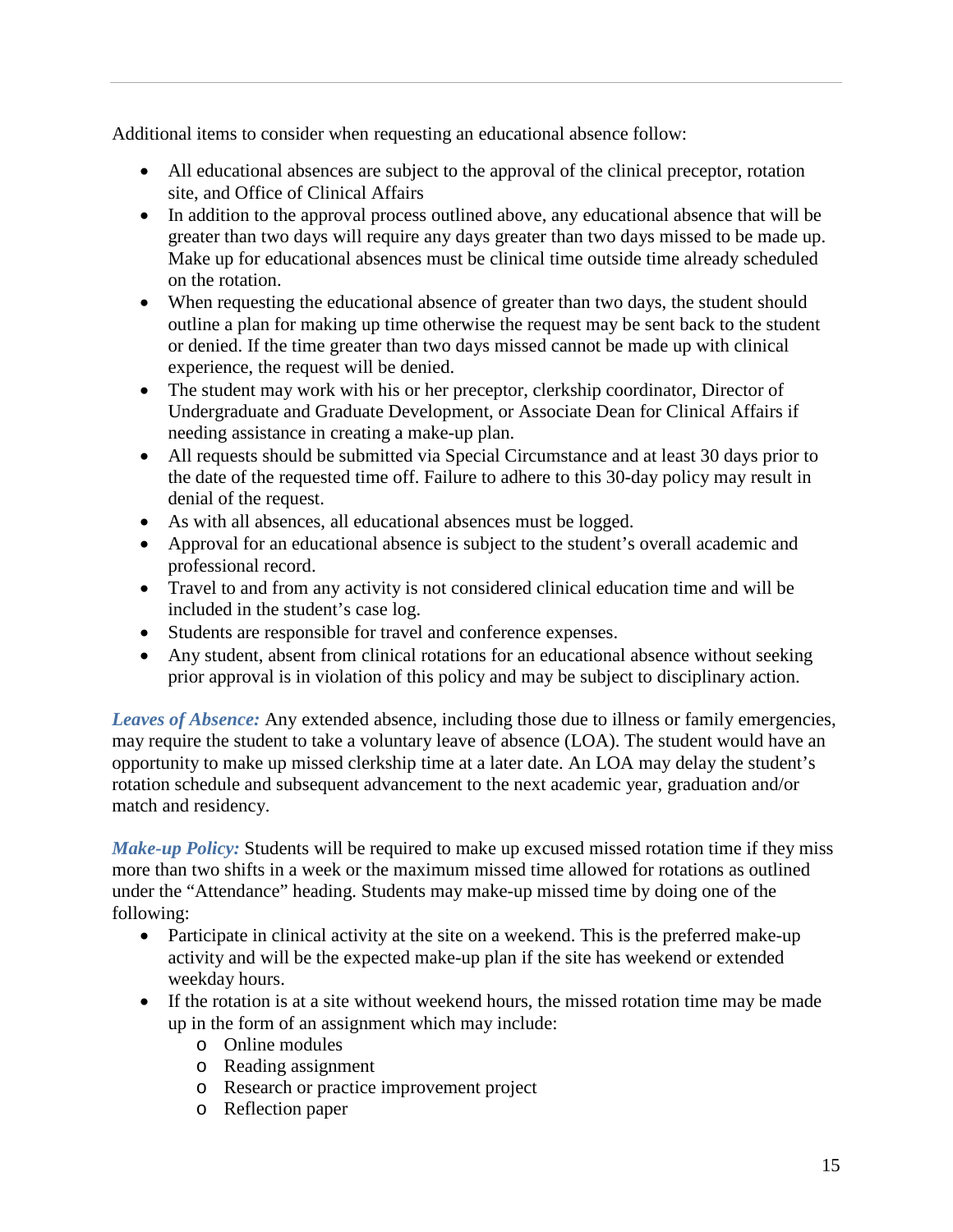Additional items to consider when requesting an educational absence follow:

- All educational absences are subject to the approval of the clinical preceptor, rotation site, and Office of Clinical Affairs
- In addition to the approval process outlined above, any educational absence that will be greater than two days will require any days greater than two days missed to be made up. Make up for educational absences must be clinical time outside time already scheduled on the rotation.
- When requesting the educational absence of greater than two days, the student should outline a plan for making up time otherwise the request may be sent back to the student or denied. If the time greater than two days missed cannot be made up with clinical experience, the request will be denied.
- The student may work with his or her preceptor, clerkship coordinator, Director of Undergraduate and Graduate Development, or Associate Dean for Clinical Affairs if needing assistance in creating a make-up plan.
- All requests should be submitted via Special Circumstance and at least 30 days prior to the date of the requested time off. Failure to adhere to this 30-day policy may result in denial of the request.
- As with all absences, all educational absences must be logged.
- Approval for an educational absence is subject to the student's overall academic and professional record.
- Travel to and from any activity is not considered clinical education time and will be included in the student's case log.
- Students are responsible for travel and conference expenses.
- Any student, absent from clinical rotations for an educational absence without seeking prior approval is in violation of this policy and may be subject to disciplinary action.

***Leaves of Absence:*** Any extended absence, including those due to illness or family emergencies, may require the student to take a voluntary leave of absence (LOA). The student would have an opportunity to make up missed clerkship time at a later date. An LOA may delay the student's rotation schedule and subsequent advancement to the next academic year, graduation and/or match and residency.

***Make-up Policy:*** Students will be required to make up excused missed rotation time if they miss more than two shifts in a week or the maximum missed time allowed for rotations as outlined under the "Attendance" heading. Students may make-up missed time by doing one of the following:

- Participate in clinical activity at the site on a weekend. This is the preferred make-up activity and will be the expected make-up plan if the site has weekend or extended weekday hours.
- If the rotation is at a site without weekend hours, the missed rotation time may be made up in the form of an assignment which may include:
  - Online modules
  - Reading assignment
  - Research or practice improvement project
  - Reflection paper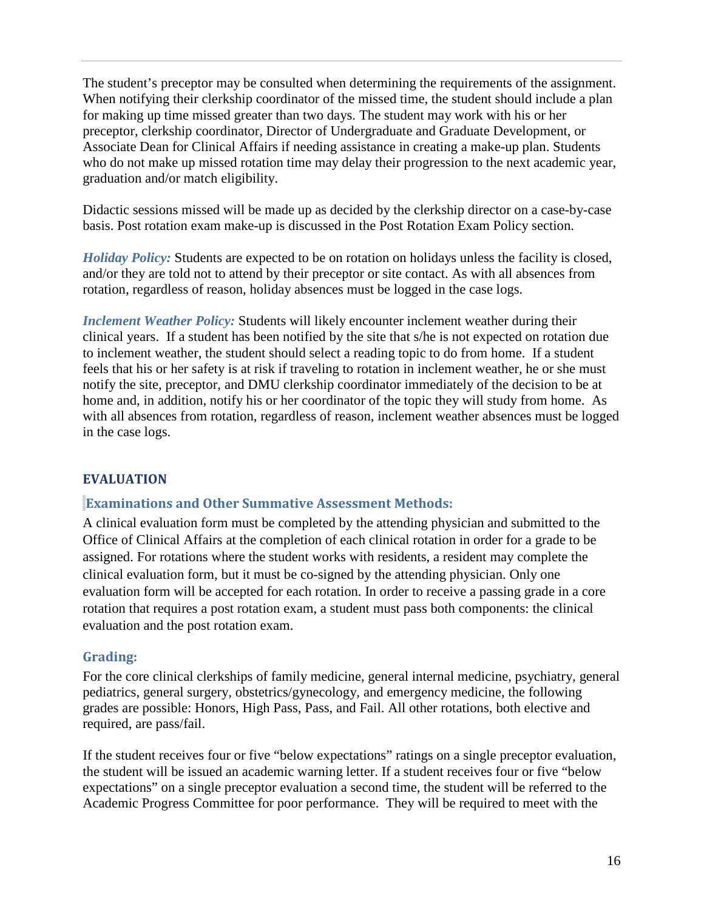The student's preceptor may be consulted when determining the requirements of the assignment. When notifying their clerkship coordinator of the missed time, the student should include a plan for making up time missed greater than two days. The student may work with his or her preceptor, clerkship coordinator, Director of Undergraduate and Graduate Development, or Associate Dean for Clinical Affairs if needing assistance in creating a make-up plan. Students who do not make up missed rotation time may delay their progression to the next academic year, graduation and/or match eligibility.

Didactic sessions missed will be made up as decided by the clerkship director on a case-by-case basis. Post rotation exam make-up is discussed in the Post Rotation Exam Policy section.

***Holiday Policy:*** Students are expected to be on rotation on holidays unless the facility is closed, and/or they are told not to attend by their preceptor or site contact. As with all absences from rotation, regardless of reason, holiday absences must be logged in the case logs.

***Inclement Weather Policy:*** Students will likely encounter inclement weather during their clinical years. If a student has been notified by the site that s/he is not expected on rotation due to inclement weather, the student should select a reading topic to do from home. If a student feels that his or her safety is at risk if traveling to rotation in inclement weather, he or she must notify the site, preceptor, and DMU clerkship coordinator immediately of the decision to be at home and, in addition, notify his or her coordinator of the topic they will study from home. As with all absences from rotation, regardless of reason, inclement weather absences must be logged in the case logs.

## EVALUATION

### Examinations and Other Summative Assessment Methods:

A clinical evaluation form must be completed by the attending physician and submitted to the Office of Clinical Affairs at the completion of each clinical rotation in order for a grade to be assigned. For rotations where the student works with residents, a resident may complete the clinical evaluation form, but it must be co-signed by the attending physician. Only one evaluation form will be accepted for each rotation. In order to receive a passing grade in a core rotation that requires a post rotation exam, a student must pass both components: the clinical evaluation and the post rotation exam.

### Grading:

For the core clinical clerkships of family medicine, general internal medicine, psychiatry, general pediatrics, general surgery, obstetrics/gynecology, and emergency medicine, the following grades are possible: Honors, High Pass, Pass, and Fail. All other rotations, both elective and required, are pass/fail.

If the student receives four or five "below expectations" ratings on a single preceptor evaluation, the student will be issued an academic warning letter. If a student receives four or five "below expectations" on a single preceptor evaluation a second time, the student will be referred to the Academic Progress Committee for poor performance. They will be required to meet with the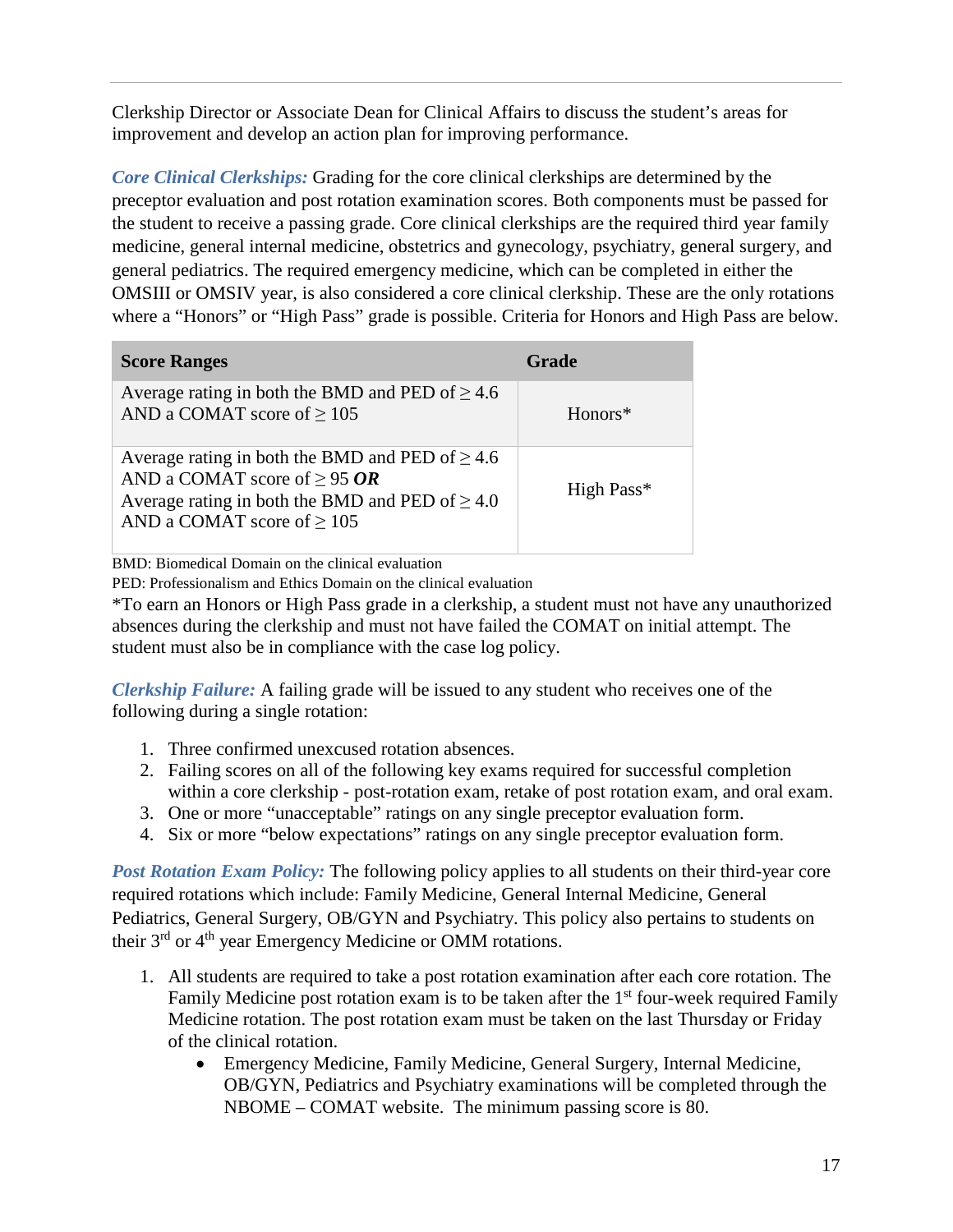Clerkship Director or Associate Dean for Clinical Affairs to discuss the student's areas for improvement and develop an action plan for improving performance.

***Core Clinical Clerkships:*** Grading for the core clinical clerkships are determined by the preceptor evaluation and post rotation examination scores. Both components must be passed for the student to receive a passing grade. Core clinical clerkships are the required third year family medicine, general internal medicine, obstetrics and gynecology, psychiatry, general surgery, and general pediatrics. The required emergency medicine, which can be completed in either the OMSIII or OMSIV year, is also considered a core clinical clerkship. These are the only rotations where a "Honors" or "High Pass" grade is possible. Criteria for Honors and High Pass are below.

| Score Ranges | Grade |
|---|---|
| Average rating in both the BMD and PED of ≥ 4.6 AND a COMAT score of ≥ 105 | Honors* |
| Average rating in both the BMD and PED of ≥ 4.6 AND a COMAT score of ≥ 95 ***OR*** Average rating in both the BMD and PED of ≥ 4.0 AND a COMAT score of ≥ 105 | High Pass* |

BMD: Biomedical Domain on the clinical evaluation
PED: Professionalism and Ethics Domain on the clinical evaluation
*To earn an Honors or High Pass grade in a clerkship, a student must not have any unauthorized absences during the clerkship and must not have failed the COMAT on initial attempt. The student must also be in compliance with the case log policy.

***Clerkship Failure:*** A failing grade will be issued to any student who receives one of the following during a single rotation:

1. Three confirmed unexcused rotation absences.
2. Failing scores on all of the following key exams required for successful completion within a core clerkship - post-rotation exam, retake of post rotation exam, and oral exam.
3. One or more "unacceptable" ratings on any single preceptor evaluation form.
4. Six or more "below expectations" ratings on any single preceptor evaluation form.

***Post Rotation Exam Policy:*** The following policy applies to all students on their third-year core required rotations which include: Family Medicine, General Internal Medicine, General Pediatrics, General Surgery, OB/GYN and Psychiatry. This policy also pertains to students on their 3rd or 4th year Emergency Medicine or OMM rotations.

1. All students are required to take a post rotation examination after each core rotation. The Family Medicine post rotation exam is to be taken after the 1st four-week required Family Medicine rotation. The post rotation exam must be taken on the last Thursday or Friday of the clinical rotation.
   - Emergency Medicine, Family Medicine, General Surgery, Internal Medicine, OB/GYN, Pediatrics and Psychiatry examinations will be completed through the NBOME – COMAT website. The minimum passing score is 80.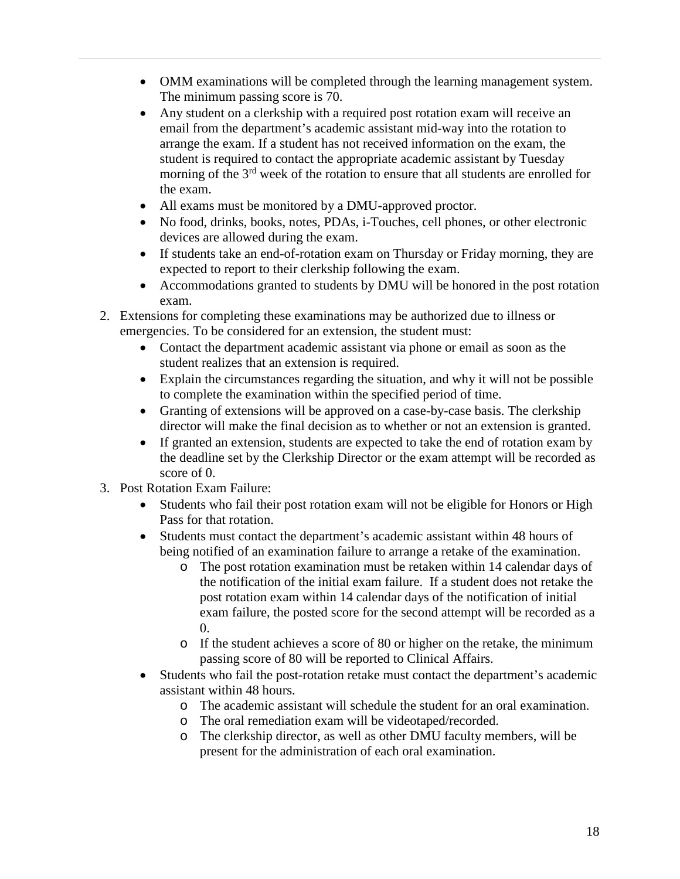- OMM examinations will be completed through the learning management system. The minimum passing score is 70.
- Any student on a clerkship with a required post rotation exam will receive an email from the department's academic assistant mid-way into the rotation to arrange the exam. If a student has not received information on the exam, the student is required to contact the appropriate academic assistant by Tuesday morning of the 3rd week of the rotation to ensure that all students are enrolled for the exam.
- All exams must be monitored by a DMU-approved proctor.
- No food, drinks, books, notes, PDAs, i-Touches, cell phones, or other electronic devices are allowed during the exam.
- If students take an end-of-rotation exam on Thursday or Friday morning, they are expected to report to their clerkship following the exam.
- Accommodations granted to students by DMU will be honored in the post rotation exam.

2. Extensions for completing these examinations may be authorized due to illness or emergencies. To be considered for an extension, the student must:
   - Contact the department academic assistant via phone or email as soon as the student realizes that an extension is required.
   - Explain the circumstances regarding the situation, and why it will not be possible to complete the examination within the specified period of time.
   - Granting of extensions will be approved on a case-by-case basis. The clerkship director will make the final decision as to whether or not an extension is granted.
   - If granted an extension, students are expected to take the end of rotation exam by the deadline set by the Clerkship Director or the exam attempt will be recorded as score of 0.
3. Post Rotation Exam Failure:
   - Students who fail their post rotation exam will not be eligible for Honors or High Pass for that rotation.
   - Students must contact the department's academic assistant within 48 hours of being notified of an examination failure to arrange a retake of the examination.
     - The post rotation examination must be retaken within 14 calendar days of the notification of the initial exam failure. If a student does not retake the post rotation exam within 14 calendar days of the notification of initial exam failure, the posted score for the second attempt will be recorded as a 0.
     - If the student achieves a score of 80 or higher on the retake, the minimum passing score of 80 will be reported to Clinical Affairs.
   - Students who fail the post-rotation retake must contact the department's academic assistant within 48 hours.
     - The academic assistant will schedule the student for an oral examination.
     - The oral remediation exam will be videotaped/recorded.
     - The clerkship director, as well as other DMU faculty members, will be present for the administration of each oral examination.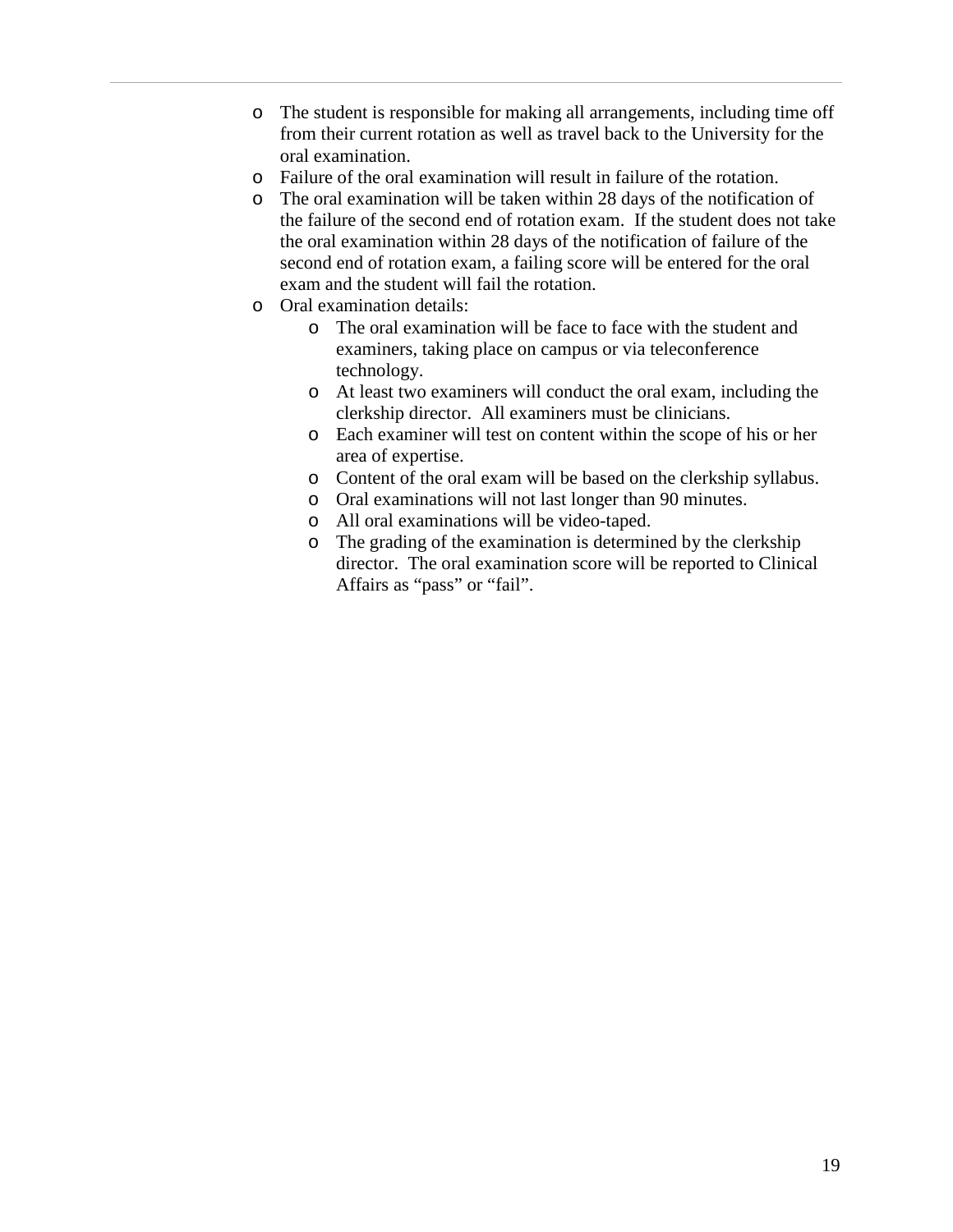- The student is responsible for making all arrangements, including time off from their current rotation as well as travel back to the University for the oral examination.
- Failure of the oral examination will result in failure of the rotation.
- The oral examination will be taken within 28 days of the notification of the failure of the second end of rotation exam. If the student does not take the oral examination within 28 days of the notification of failure of the second end of rotation exam, a failing score will be entered for the oral exam and the student will fail the rotation.
- Oral examination details:
  - The oral examination will be face to face with the student and examiners, taking place on campus or via teleconference technology.
  - At least two examiners will conduct the oral exam, including the clerkship director. All examiners must be clinicians.
  - Each examiner will test on content within the scope of his or her area of expertise.
  - Content of the oral exam will be based on the clerkship syllabus.
  - Oral examinations will not last longer than 90 minutes.
  - All oral examinations will be video-taped.
  - The grading of the examination is determined by the clerkship director. The oral examination score will be reported to Clinical Affairs as "pass" or "fail".